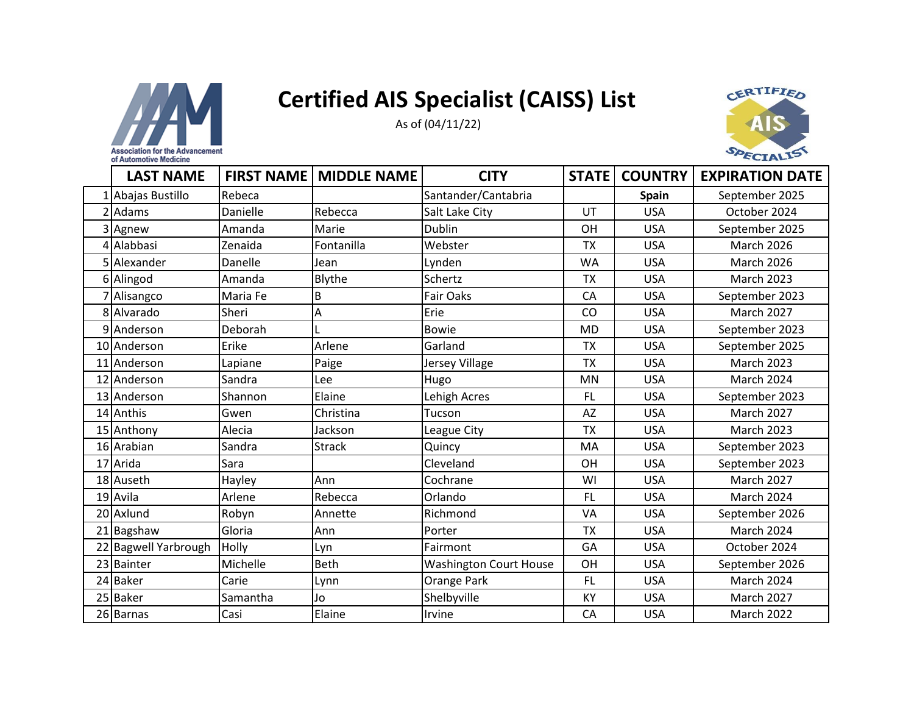Association for the Advancement of Automotive Medicine

# Certified AIS Specialist (CAISS) List

As of (04/11/22)

CERTIFIED AIS SPECIALIST

| | LAST NAME | FIRST NAME | MIDDLE NAME | CITY | STATE | COUNTRY | EXPIRATION DATE |
|---|---|---|---|---|---|---|---|
| 1 | Abajas Bustillo | Rebeca | | Santander/Cantabria | | **Spain** | September 2025 |
| 2 | Adams | Danielle | Rebecca | Salt Lake City | UT | USA | October 2024 |
| 3 | Agnew | Amanda | Marie | Dublin | OH | USA | September 2025 |
| 4 | Alabbasi | Zenaida | Fontanilla | Webster | TX | USA | March 2026 |
| 5 | Alexander | Danelle | Jean | Lynden | WA | USA | March 2026 |
| 6 | Alingod | Amanda | Blythe | Schertz | TX | USA | March 2023 |
| 7 | Alisangco | Maria Fe | B | Fair Oaks | CA | USA | September 2023 |
| 8 | Alvarado | Sheri | A | Erie | CO | USA | March 2027 |
| 9 | Anderson | Deborah | L | Bowie | MD | USA | September 2023 |
| 10 | Anderson | Erike | Arlene | Garland | TX | USA | September 2025 |
| 11 | Anderson | Lapiane | Paige | Jersey Village | TX | USA | March 2023 |
| 12 | Anderson | Sandra | Lee | Hugo | MN | USA | March 2024 |
| 13 | Anderson | Shannon | Elaine | Lehigh Acres | FL | USA | September 2023 |
| 14 | Anthis | Gwen | Christina | Tucson | AZ | USA | March 2027 |
| 15 | Anthony | Alecia | Jackson | League City | TX | USA | March 2023 |
| 16 | Arabian | Sandra | Strack | Quincy | MA | USA | September 2023 |
| 17 | Arida | Sara | | Cleveland | OH | USA | September 2023 |
| 18 | Auseth | Hayley | Ann | Cochrane | WI | USA | March 2027 |
| 19 | Avila | Arlene | Rebecca | Orlando | FL | USA | March 2024 |
| 20 | Axlund | Robyn | Annette | Richmond | VA | USA | September 2026 |
| 21 | Bagshaw | Gloria | Ann | Porter | TX | USA | March 2024 |
| 22 | Bagwell Yarbrough | Holly | Lyn | Fairmont | GA | USA | October 2024 |
| 23 | Bainter | Michelle | Beth | Washington Court House | OH | USA | September 2026 |
| 24 | Baker | Carie | Lynn | Orange Park | FL | USA | March 2024 |
| 25 | Baker | Samantha | Jo | Shelbyville | KY | USA | March 2027 |
| 26 | Barnas | Casi | Elaine | Irvine | CA | USA | March 2022 |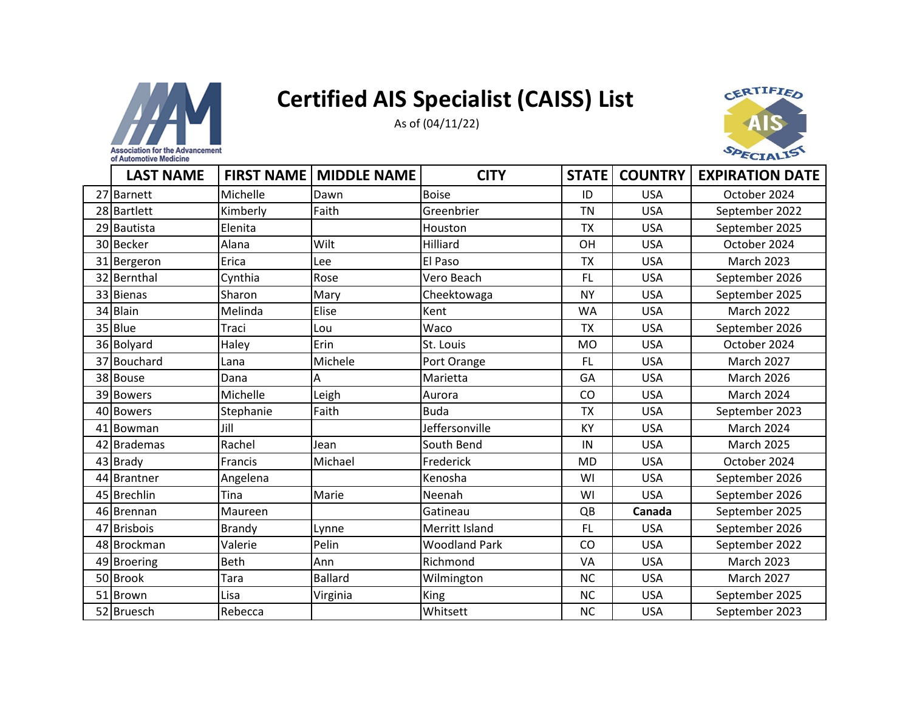Association for the Advancement of Automotive Medicine

# Certified AIS Specialist (CAISS) List

As of (04/11/22)

| | LAST NAME | FIRST NAME | MIDDLE NAME | CITY | STATE | COUNTRY | EXPIRATION DATE |
|---|---|---|---|---|---|---|---|
| 27 | Barnett | Michelle | Dawn | Boise | ID | USA | October 2024 |
| 28 | Bartlett | Kimberly | Faith | Greenbrier | TN | USA | September 2022 |
| 29 | Bautista | Elenita | | Houston | TX | USA | September 2025 |
| 30 | Becker | Alana | Wilt | Hilliard | OH | USA | October 2024 |
| 31 | Bergeron | Erica | Lee | El Paso | TX | USA | March 2023 |
| 32 | Bernthal | Cynthia | Rose | Vero Beach | FL | USA | September 2026 |
| 33 | Bienas | Sharon | Mary | Cheektowaga | NY | USA | September 2025 |
| 34 | Blain | Melinda | Elise | Kent | WA | USA | March 2022 |
| 35 | Blue | Traci | Lou | Waco | TX | USA | September 2026 |
| 36 | Bolyard | Haley | Erin | St. Louis | MO | USA | October 2024 |
| 37 | Bouchard | Lana | Michele | Port Orange | FL | USA | March 2027 |
| 38 | Bouse | Dana | A | Marietta | GA | USA | March 2026 |
| 39 | Bowers | Michelle | Leigh | Aurora | CO | USA | March 2024 |
| 40 | Bowers | Stephanie | Faith | Buda | TX | USA | September 2023 |
| 41 | Bowman | Jill | | Jeffersonville | KY | USA | March 2024 |
| 42 | Brademas | Rachel | Jean | South Bend | IN | USA | March 2025 |
| 43 | Brady | Francis | Michael | Frederick | MD | USA | October 2024 |
| 44 | Brantner | Angelena | | Kenosha | WI | USA | September 2026 |
| 45 | Brechlin | Tina | Marie | Neenah | WI | USA | September 2026 |
| 46 | Brennan | Maureen | | Gatineau | QB | **Canada** | September 2025 |
| 47 | Brisbois | Brandy | Lynne | Merritt Island | FL | USA | September 2026 |
| 48 | Brockman | Valerie | Pelin | Woodland Park | CO | USA | September 2022 |
| 49 | Broering | Beth | Ann | Richmond | VA | USA | March 2023 |
| 50 | Brook | Tara | Ballard | Wilmington | NC | USA | March 2027 |
| 51 | Brown | Lisa | Virginia | King | NC | USA | September 2025 |
| 52 | Bruesch | Rebecca | | Whitsett | NC | USA | September 2023 |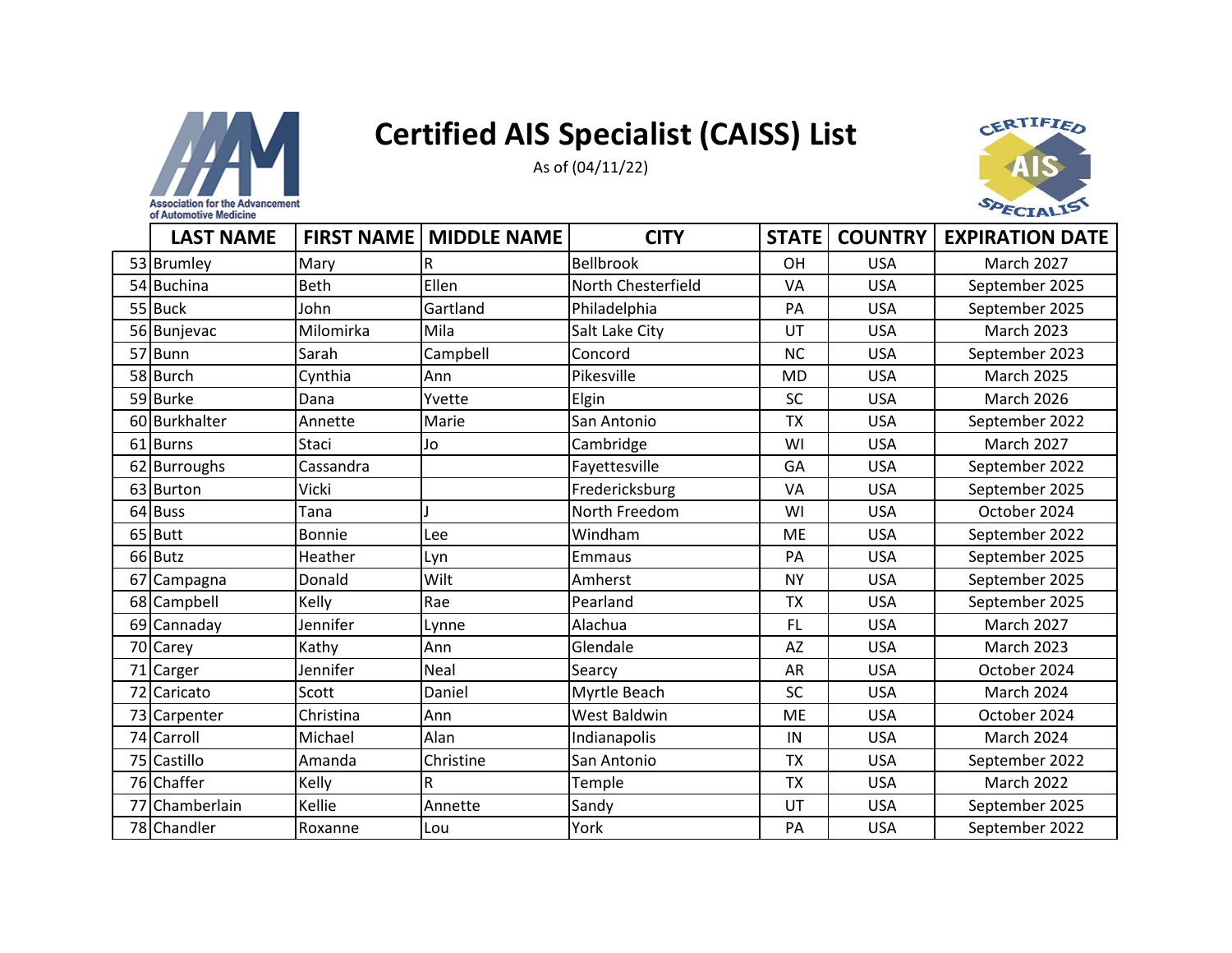# Certified AIS Specialist (CAISS) List

As of (04/11/22)

| | LAST NAME | FIRST NAME | MIDDLE NAME | CITY | STATE | COUNTRY | EXPIRATION DATE |
|---|---|---|---|---|---|---|---|
| 53 | Brumley | Mary | R | Bellbrook | OH | USA | March 2027 |
| 54 | Buchina | Beth | Ellen | North Chesterfield | VA | USA | September 2025 |
| 55 | Buck | John | Gartland | Philadelphia | PA | USA | September 2025 |
| 56 | Bunjevac | Milomirka | Mila | Salt Lake City | UT | USA | March 2023 |
| 57 | Bunn | Sarah | Campbell | Concord | NC | USA | September 2023 |
| 58 | Burch | Cynthia | Ann | Pikesville | MD | USA | March 2025 |
| 59 | Burke | Dana | Yvette | Elgin | SC | USA | March 2026 |
| 60 | Burkhalter | Annette | Marie | San Antonio | TX | USA | September 2022 |
| 61 | Burns | Staci | Jo | Cambridge | WI | USA | March 2027 |
| 62 | Burroughs | Cassandra | | Fayettesville | GA | USA | September 2022 |
| 63 | Burton | Vicki | | Fredericksburg | VA | USA | September 2025 |
| 64 | Buss | Tana | J | North Freedom | WI | USA | October 2024 |
| 65 | Butt | Bonnie | Lee | Windham | ME | USA | September 2022 |
| 66 | Butz | Heather | Lyn | Emmaus | PA | USA | September 2025 |
| 67 | Campagna | Donald | Wilt | Amherst | NY | USA | September 2025 |
| 68 | Campbell | Kelly | Rae | Pearland | TX | USA | September 2025 |
| 69 | Cannaday | Jennifer | Lynne | Alachua | FL | USA | March 2027 |
| 70 | Carey | Kathy | Ann | Glendale | AZ | USA | March 2023 |
| 71 | Carger | Jennifer | Neal | Searcy | AR | USA | October 2024 |
| 72 | Caricato | Scott | Daniel | Myrtle Beach | SC | USA | March 2024 |
| 73 | Carpenter | Christina | Ann | West Baldwin | ME | USA | October 2024 |
| 74 | Carroll | Michael | Alan | Indianapolis | IN | USA | March 2024 |
| 75 | Castillo | Amanda | Christine | San Antonio | TX | USA | September 2022 |
| 76 | Chaffer | Kelly | R | Temple | TX | USA | March 2022 |
| 77 | Chamberlain | Kellie | Annette | Sandy | UT | USA | September 2025 |
| 78 | Chandler | Roxanne | Lou | York | PA | USA | September 2022 |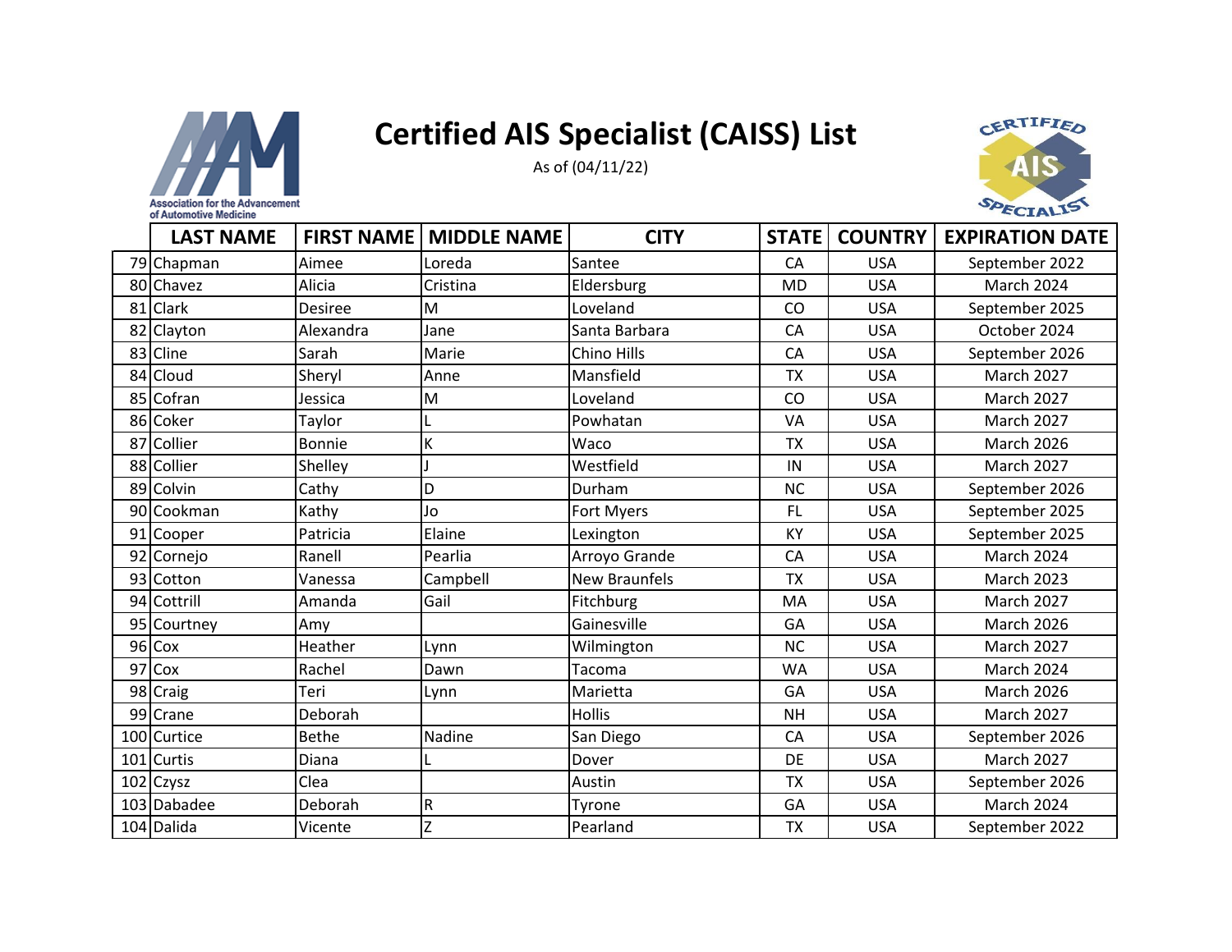Association for the Advancement of Automotive Medicine

# Certified AIS Specialist (CAISS) List

As of (04/11/22)

| | LAST NAME | FIRST NAME | MIDDLE NAME | CITY | STATE | COUNTRY | EXPIRATION DATE |
|---|---|---|---|---|---|---|---|
| 79 | Chapman | Aimee | Loreda | Santee | CA | USA | September 2022 |
| 80 | Chavez | Alicia | Cristina | Eldersburg | MD | USA | March 2024 |
| 81 | Clark | Desiree | M | Loveland | CO | USA | September 2025 |
| 82 | Clayton | Alexandra | Jane | Santa Barbara | CA | USA | October 2024 |
| 83 | Cline | Sarah | Marie | Chino Hills | CA | USA | September 2026 |
| 84 | Cloud | Sheryl | Anne | Mansfield | TX | USA | March 2027 |
| 85 | Cofran | Jessica | M | Loveland | CO | USA | March 2027 |
| 86 | Coker | Taylor | L | Powhatan | VA | USA | March 2027 |
| 87 | Collier | Bonnie | K | Waco | TX | USA | March 2026 |
| 88 | Collier | Shelley | J | Westfield | IN | USA | March 2027 |
| 89 | Colvin | Cathy | D | Durham | NC | USA | September 2026 |
| 90 | Cookman | Kathy | Jo | Fort Myers | FL | USA | September 2025 |
| 91 | Cooper | Patricia | Elaine | Lexington | KY | USA | September 2025 |
| 92 | Cornejo | Ranell | Pearlia | Arroyo Grande | CA | USA | March 2024 |
| 93 | Cotton | Vanessa | Campbell | New Braunfels | TX | USA | March 2023 |
| 94 | Cottrill | Amanda | Gail | Fitchburg | MA | USA | March 2027 |
| 95 | Courtney | Amy | | Gainesville | GA | USA | March 2026 |
| 96 | Cox | Heather | Lynn | Wilmington | NC | USA | March 2027 |
| 97 | Cox | Rachel | Dawn | Tacoma | WA | USA | March 2024 |
| 98 | Craig | Teri | Lynn | Marietta | GA | USA | March 2026 |
| 99 | Crane | Deborah | | Hollis | NH | USA | March 2027 |
| 100 | Curtice | Bethe | Nadine | San Diego | CA | USA | September 2026 |
| 101 | Curtis | Diana | L | Dover | DE | USA | March 2027 |
| 102 | Czysz | Clea | | Austin | TX | USA | September 2026 |
| 103 | Dabadee | Deborah | R | Tyrone | GA | USA | March 2024 |
| 104 | Dalida | Vicente | Z | Pearland | TX | USA | September 2022 |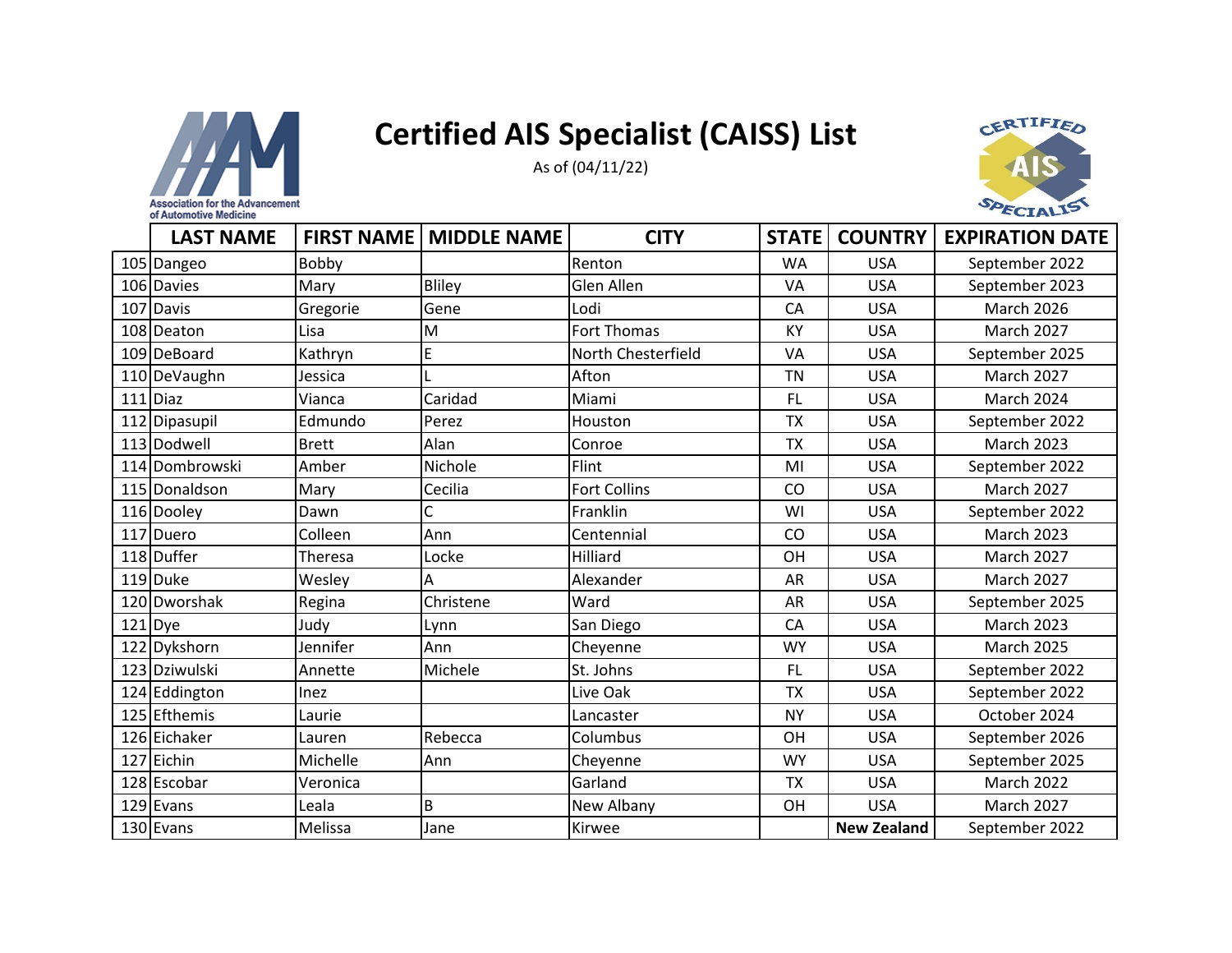# Certified AIS Specialist (CAISS) List

As of (04/11/22)

| | LAST NAME | FIRST NAME | MIDDLE NAME | CITY | STATE | COUNTRY | EXPIRATION DATE |
|---|---|---|---|---|---|---|---|
| 105 | Dangeo | Bobby | | Renton | WA | USA | September 2022 |
| 106 | Davies | Mary | Bliley | Glen Allen | VA | USA | September 2023 |
| 107 | Davis | Gregorie | Gene | Lodi | CA | USA | March 2026 |
| 108 | Deaton | Lisa | M | Fort Thomas | KY | USA | March 2027 |
| 109 | DeBoard | Kathryn | E | North Chesterfield | VA | USA | September 2025 |
| 110 | DeVaughn | Jessica | L | Afton | TN | USA | March 2027 |
| 111 | Diaz | Vianca | Caridad | Miami | FL | USA | March 2024 |
| 112 | Dipasupil | Edmundo | Perez | Houston | TX | USA | September 2022 |
| 113 | Dodwell | Brett | Alan | Conroe | TX | USA | March 2023 |
| 114 | Dombrowski | Amber | Nichole | Flint | MI | USA | September 2022 |
| 115 | Donaldson | Mary | Cecilia | Fort Collins | CO | USA | March 2027 |
| 116 | Dooley | Dawn | C | Franklin | WI | USA | September 2022 |
| 117 | Duero | Colleen | Ann | Centennial | CO | USA | March 2023 |
| 118 | Duffer | Theresa | Locke | Hilliard | OH | USA | March 2027 |
| 119 | Duke | Wesley | A | Alexander | AR | USA | March 2027 |
| 120 | Dworshak | Regina | Christene | Ward | AR | USA | September 2025 |
| 121 | Dye | Judy | Lynn | San Diego | CA | USA | March 2023 |
| 122 | Dykshorn | Jennifer | Ann | Cheyenne | WY | USA | March 2025 |
| 123 | Dziwulski | Annette | Michele | St. Johns | FL | USA | September 2022 |
| 124 | Eddington | Inez | | Live Oak | TX | USA | September 2022 |
| 125 | Efthemis | Laurie | | Lancaster | NY | USA | October 2024 |
| 126 | Eichaker | Lauren | Rebecca | Columbus | OH | USA | September 2026 |
| 127 | Eichin | Michelle | Ann | Cheyenne | WY | USA | September 2025 |
| 128 | Escobar | Veronica | | Garland | TX | USA | March 2022 |
| 129 | Evans | Leala | B | New Albany | OH | USA | March 2027 |
| 130 | Evans | Melissa | Jane | Kirwee | | **New Zealand** | September 2022 |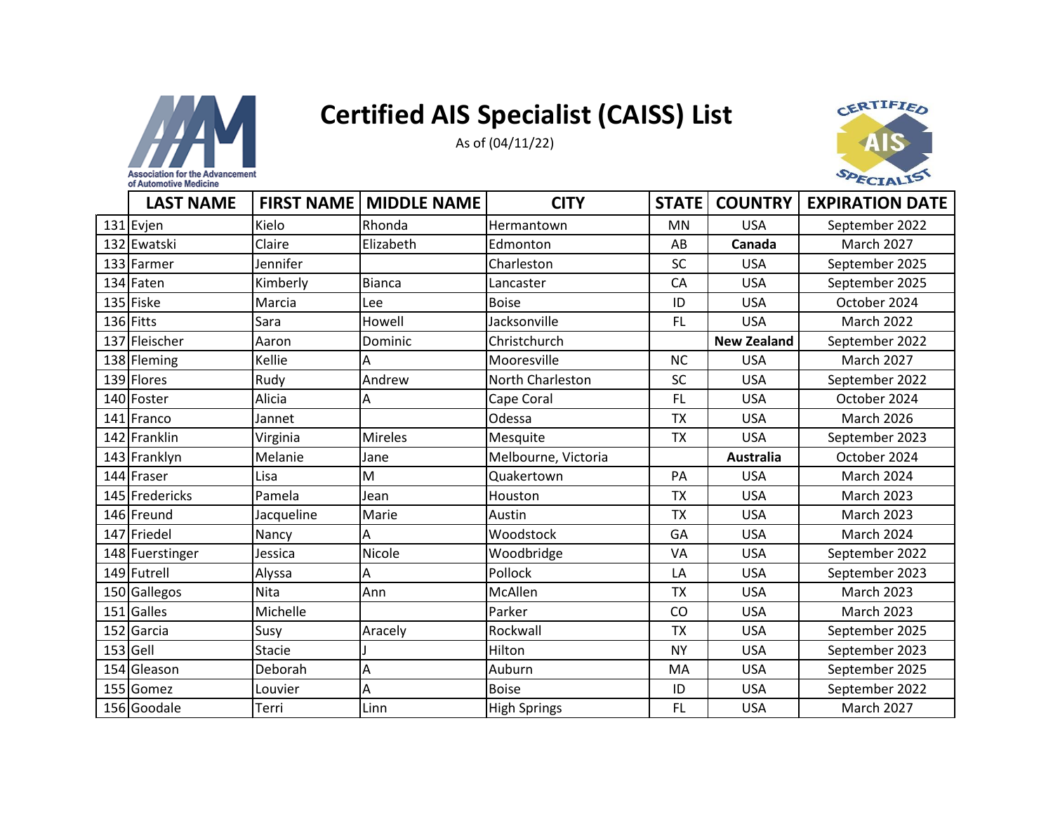# Certified AIS Specialist (CAISS) List

As of (04/11/22)

| | LAST NAME | FIRST NAME | MIDDLE NAME | CITY | STATE | COUNTRY | EXPIRATION DATE |
|---|---|---|---|---|---|---|---|
| 131 | Evjen | Kielo | Rhonda | Hermantown | MN | USA | September 2022 |
| 132 | Ewatski | Claire | Elizabeth | Edmonton | AB | **Canada** | March 2027 |
| 133 | Farmer | Jennifer | | Charleston | SC | USA | September 2025 |
| 134 | Faten | Kimberly | Bianca | Lancaster | CA | USA | September 2025 |
| 135 | Fiske | Marcia | Lee | Boise | ID | USA | October 2024 |
| 136 | Fitts | Sara | Howell | Jacksonville | FL | USA | March 2022 |
| 137 | Fleischer | Aaron | Dominic | Christchurch | | **New Zealand** | September 2022 |
| 138 | Fleming | Kellie | A | Mooresville | NC | USA | March 2027 |
| 139 | Flores | Rudy | Andrew | North Charleston | SC | USA | September 2022 |
| 140 | Foster | Alicia | A | Cape Coral | FL | USA | October 2024 |
| 141 | Franco | Jannet | | Odessa | TX | USA | March 2026 |
| 142 | Franklin | Virginia | Mireles | Mesquite | TX | USA | September 2023 |
| 143 | Franklyn | Melanie | Jane | Melbourne, Victoria | | **Australia** | October 2024 |
| 144 | Fraser | Lisa | M | Quakertown | PA | USA | March 2024 |
| 145 | Fredericks | Pamela | Jean | Houston | TX | USA | March 2023 |
| 146 | Freund | Jacqueline | Marie | Austin | TX | USA | March 2023 |
| 147 | Friedel | Nancy | A | Woodstock | GA | USA | March 2024 |
| 148 | Fuerstinger | Jessica | Nicole | Woodbridge | VA | USA | September 2022 |
| 149 | Futrell | Alyssa | A | Pollock | LA | USA | September 2023 |
| 150 | Gallegos | Nita | Ann | McAllen | TX | USA | March 2023 |
| 151 | Galles | Michelle | | Parker | CO | USA | March 2023 |
| 152 | Garcia | Susy | Aracely | Rockwall | TX | USA | September 2025 |
| 153 | Gell | Stacie | J | Hilton | NY | USA | September 2023 |
| 154 | Gleason | Deborah | A | Auburn | MA | USA | September 2025 |
| 155 | Gomez | Louvier | A | Boise | ID | USA | September 2022 |
| 156 | Goodale | Terri | Linn | High Springs | FL | USA | March 2027 |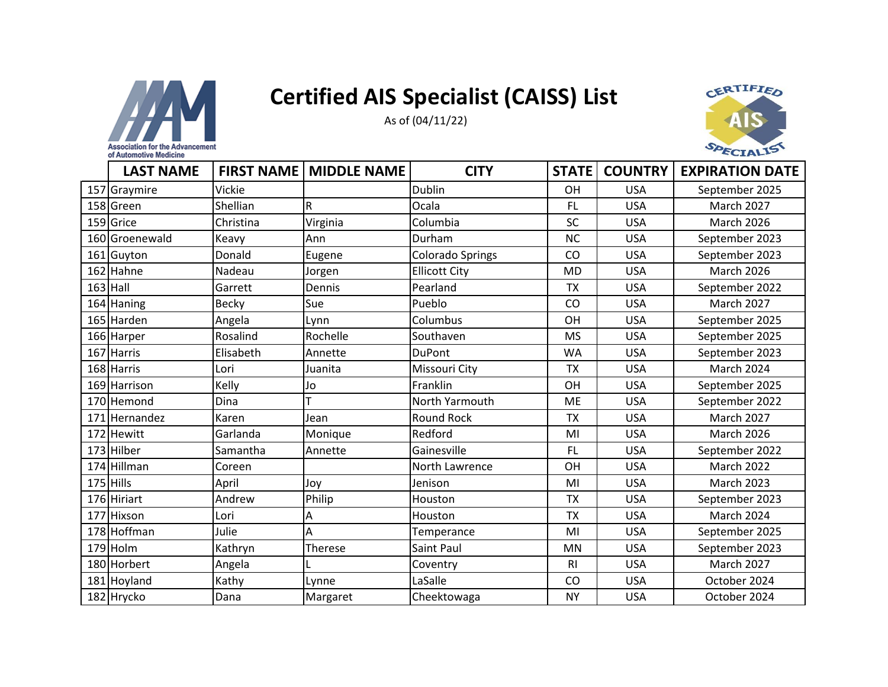# Certified AIS Specialist (CAISS) List

As of (04/11/22)

| | LAST NAME | FIRST NAME | MIDDLE NAME | CITY | STATE | COUNTRY | EXPIRATION DATE |
|---|---|---|---|---|---|---|---|
| 157 | Graymire | Vickie | | Dublin | OH | USA | September 2025 |
| 158 | Green | Shellian | R | Ocala | FL | USA | March 2027 |
| 159 | Grice | Christina | Virginia | Columbia | SC | USA | March 2026 |
| 160 | Groenewald | Keavy | Ann | Durham | NC | USA | September 2023 |
| 161 | Guyton | Donald | Eugene | Colorado Springs | CO | USA | September 2023 |
| 162 | Hahne | Nadeau | Jorgen | Ellicott City | MD | USA | March 2026 |
| 163 | Hall | Garrett | Dennis | Pearland | TX | USA | September 2022 |
| 164 | Haning | Becky | Sue | Pueblo | CO | USA | March 2027 |
| 165 | Harden | Angela | Lynn | Columbus | OH | USA | September 2025 |
| 166 | Harper | Rosalind | Rochelle | Southaven | MS | USA | September 2025 |
| 167 | Harris | Elisabeth | Annette | DuPont | WA | USA | September 2023 |
| 168 | Harris | Lori | Juanita | Missouri City | TX | USA | March 2024 |
| 169 | Harrison | Kelly | Jo | Franklin | OH | USA | September 2025 |
| 170 | Hemond | Dina | T | North Yarmouth | ME | USA | September 2022 |
| 171 | Hernandez | Karen | Jean | Round Rock | TX | USA | March 2027 |
| 172 | Hewitt | Garlanda | Monique | Redford | MI | USA | March 2026 |
| 173 | Hilber | Samantha | Annette | Gainesville | FL | USA | September 2022 |
| 174 | Hillman | Coreen | | North Lawrence | OH | USA | March 2022 |
| 175 | Hills | April | Joy | Jenison | MI | USA | March 2023 |
| 176 | Hiriart | Andrew | Philip | Houston | TX | USA | September 2023 |
| 177 | Hixson | Lori | A | Houston | TX | USA | March 2024 |
| 178 | Hoffman | Julie | A | Temperance | MI | USA | September 2025 |
| 179 | Holm | Kathryn | Therese | Saint Paul | MN | USA | September 2023 |
| 180 | Horbert | Angela | L | Coventry | RI | USA | March 2027 |
| 181 | Hoyland | Kathy | Lynne | LaSalle | CO | USA | October 2024 |
| 182 | Hrycko | Dana | Margaret | Cheektowaga | NY | USA | October 2024 |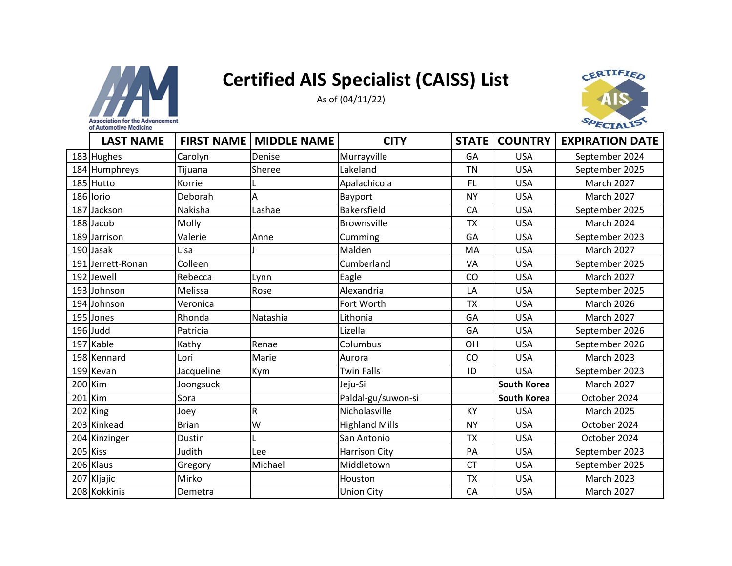# Certified AIS Specialist (CAISS) List

As of (04/11/22)

| | LAST NAME | FIRST NAME | MIDDLE NAME | CITY | STATE | COUNTRY | EXPIRATION DATE |
|---|---|---|---|---|---|---|---|
| 183 | Hughes | Carolyn | Denise | Murrayville | GA | USA | September 2024 |
| 184 | Humphreys | Tijuana | Sheree | Lakeland | TN | USA | September 2025 |
| 185 | Hutto | Korrie | L | Apalachicola | FL | USA | March 2027 |
| 186 | Iorio | Deborah | A | Bayport | NY | USA | March 2027 |
| 187 | Jackson | Nakisha | Lashae | Bakersfield | CA | USA | September 2025 |
| 188 | Jacob | Molly | | Brownsville | TX | USA | March 2024 |
| 189 | Jarrison | Valerie | Anne | Cumming | GA | USA | September 2023 |
| 190 | Jasak | Lisa | J | Malden | MA | USA | March 2027 |
| 191 | Jerrett-Ronan | Colleen | | Cumberland | VA | USA | September 2025 |
| 192 | Jewell | Rebecca | Lynn | Eagle | CO | USA | March 2027 |
| 193 | Johnson | Melissa | Rose | Alexandria | LA | USA | September 2025 |
| 194 | Johnson | Veronica | | Fort Worth | TX | USA | March 2026 |
| 195 | Jones | Rhonda | Natashia | Lithonia | GA | USA | March 2027 |
| 196 | Judd | Patricia | | Lizella | GA | USA | September 2026 |
| 197 | Kable | Kathy | Renae | Columbus | OH | USA | September 2026 |
| 198 | Kennard | Lori | Marie | Aurora | CO | USA | March 2023 |
| 199 | Kevan | Jacqueline | Kym | Twin Falls | ID | USA | September 2023 |
| 200 | Kim | Joongsuck | | Jeju-Si | | **South Korea** | March 2027 |
| 201 | Kim | Sora | | Paldal-gu/suwon-si | | **South Korea** | October 2024 |
| 202 | King | Joey | R | Nicholasville | KY | USA | March 2025 |
| 203 | Kinkead | Brian | W | Highland Mills | NY | USA | October 2024 |
| 204 | Kinzinger | Dustin | L | San Antonio | TX | USA | October 2024 |
| 205 | Kiss | Judith | Lee | Harrison City | PA | USA | September 2023 |
| 206 | Klaus | Gregory | Michael | Middletown | CT | USA | September 2025 |
| 207 | Kljajic | Mirko | | Houston | TX | USA | March 2023 |
| 208 | Kokkinis | Demetra | | Union City | CA | USA | March 2027 |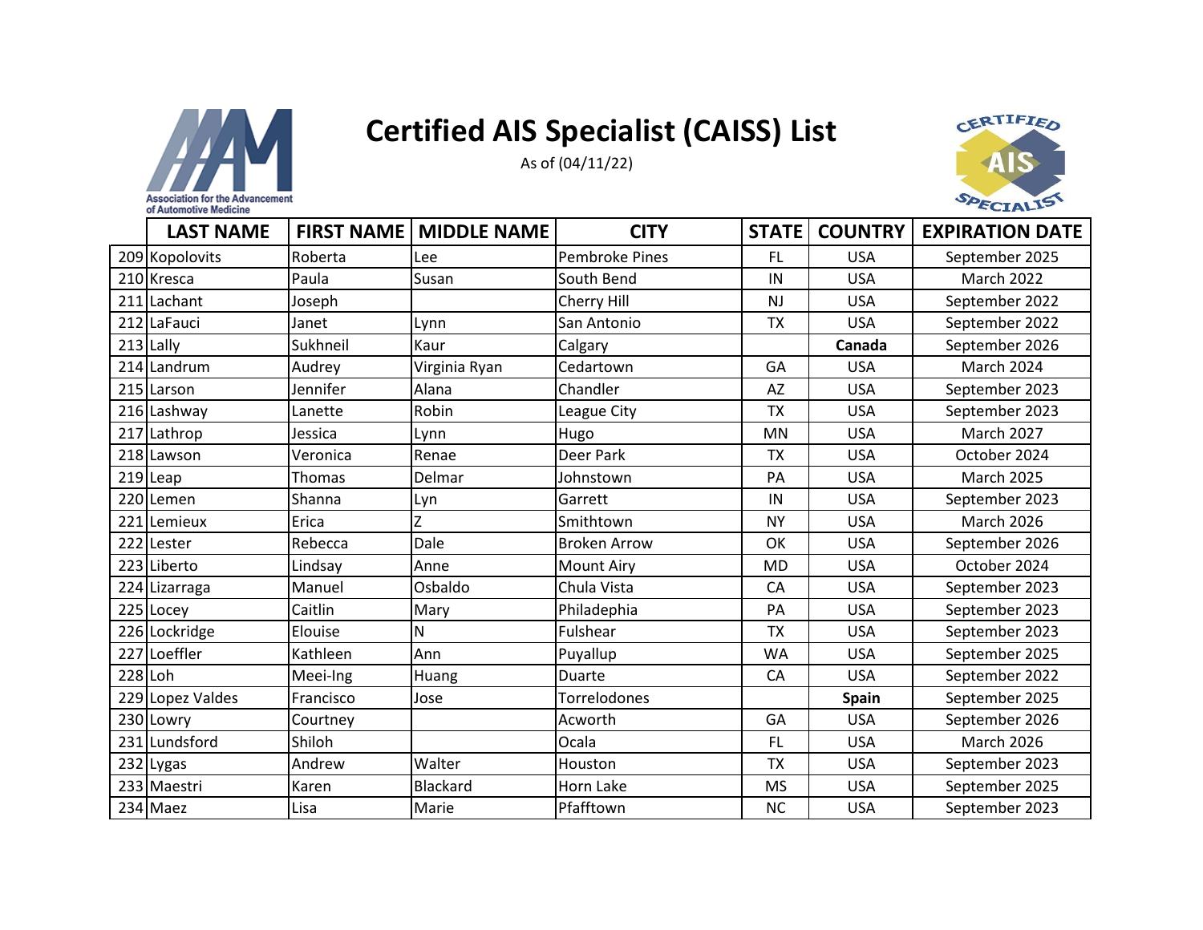# Certified AIS Specialist (CAISS) List

As of (04/11/22)

| | LAST NAME | FIRST NAME | MIDDLE NAME | CITY | STATE | COUNTRY | EXPIRATION DATE |
|---|---|---|---|---|---|---|---|
| 209 | Kopolovits | Roberta | Lee | Pembroke Pines | FL | USA | September 2025 |
| 210 | Kresca | Paula | Susan | South Bend | IN | USA | March 2022 |
| 211 | Lachant | Joseph | | Cherry Hill | NJ | USA | September 2022 |
| 212 | LaFauci | Janet | Lynn | San Antonio | TX | USA | September 2022 |
| 213 | Lally | Sukhneil | Kaur | Calgary | | **Canada** | September 2026 |
| 214 | Landrum | Audrey | Virginia Ryan | Cedartown | GA | USA | March 2024 |
| 215 | Larson | Jennifer | Alana | Chandler | AZ | USA | September 2023 |
| 216 | Lashway | Lanette | Robin | League City | TX | USA | September 2023 |
| 217 | Lathrop | Jessica | Lynn | Hugo | MN | USA | March 2027 |
| 218 | Lawson | Veronica | Renae | Deer Park | TX | USA | October 2024 |
| 219 | Leap | Thomas | Delmar | Johnstown | PA | USA | March 2025 |
| 220 | Lemen | Shanna | Lyn | Garrett | IN | USA | September 2023 |
| 221 | Lemieux | Erica | Z | Smithtown | NY | USA | March 2026 |
| 222 | Lester | Rebecca | Dale | Broken Arrow | OK | USA | September 2026 |
| 223 | Liberto | Lindsay | Anne | Mount Airy | MD | USA | October 2024 |
| 224 | Lizarraga | Manuel | Osbaldo | Chula Vista | CA | USA | September 2023 |
| 225 | Locey | Caitlin | Mary | Philadephia | PA | USA | September 2023 |
| 226 | Lockridge | Elouise | N | Fulshear | TX | USA | September 2023 |
| 227 | Loeffler | Kathleen | Ann | Puyallup | WA | USA | September 2025 |
| 228 | Loh | Meei-Ing | Huang | Duarte | CA | USA | September 2022 |
| 229 | Lopez Valdes | Francisco | Jose | Torrelodones | | **Spain** | September 2025 |
| 230 | Lowry | Courtney | | Acworth | GA | USA | September 2026 |
| 231 | Lundsford | Shiloh | | Ocala | FL | USA | March 2026 |
| 232 | Lygas | Andrew | Walter | Houston | TX | USA | September 2023 |
| 233 | Maestri | Karen | Blackard | Horn Lake | MS | USA | September 2025 |
| 234 | Maez | Lisa | Marie | Pfafftown | NC | USA | September 2023 |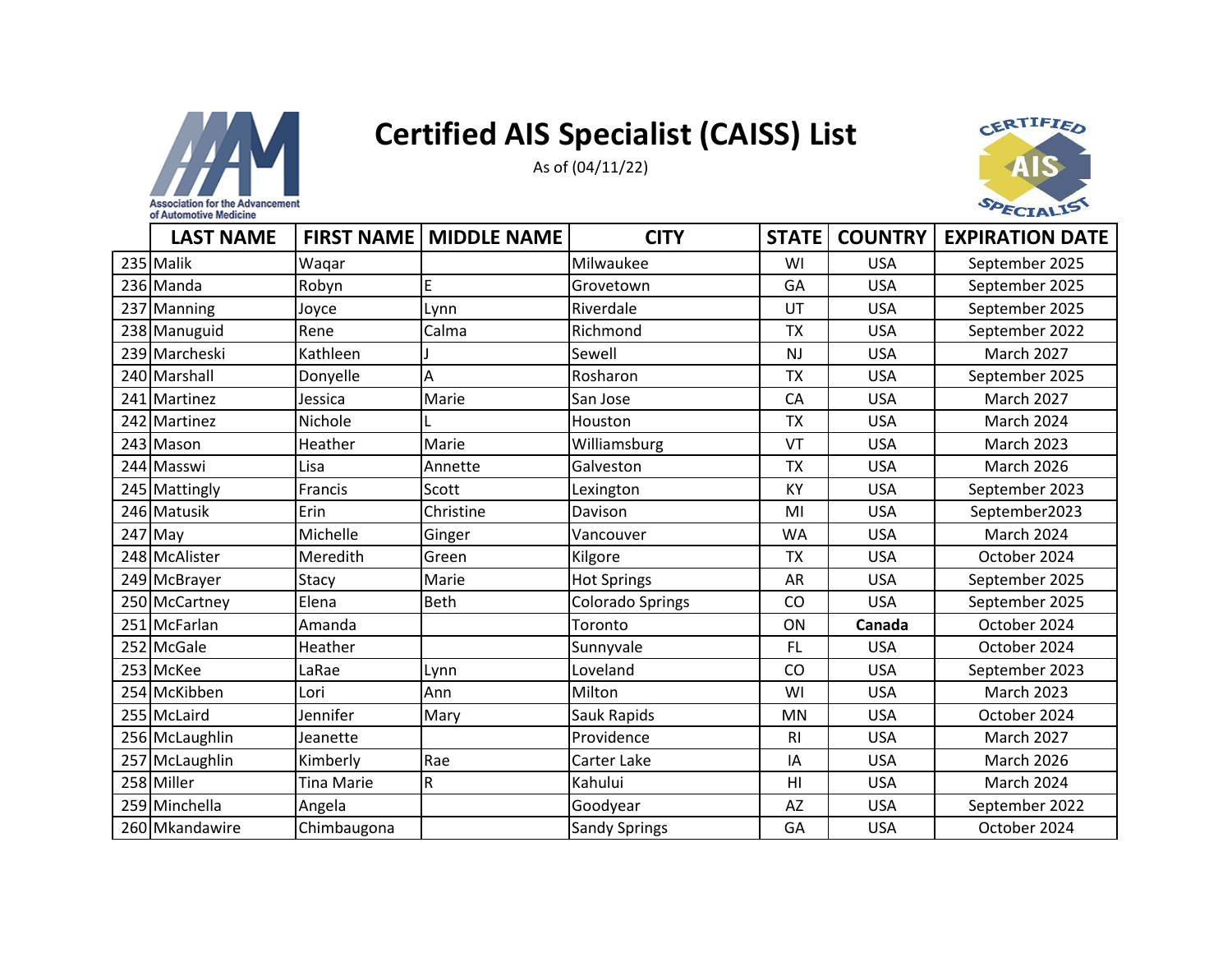# Certified AIS Specialist (CAISS) List

As of (04/11/22)

| | LAST NAME | FIRST NAME | MIDDLE NAME | CITY | STATE | COUNTRY | EXPIRATION DATE |
|---|---|---|---|---|---|---|---|
| 235 | Malik | Waqar | | Milwaukee | WI | USA | September 2025 |
| 236 | Manda | Robyn | E | Grovetown | GA | USA | September 2025 |
| 237 | Manning | Joyce | Lynn | Riverdale | UT | USA | September 2025 |
| 238 | Manuguid | Rene | Calma | Richmond | TX | USA | September 2022 |
| 239 | Marcheski | Kathleen | J | Sewell | NJ | USA | March 2027 |
| 240 | Marshall | Donyelle | A | Rosharon | TX | USA | September 2025 |
| 241 | Martinez | Jessica | Marie | San Jose | CA | USA | March 2027 |
| 242 | Martinez | Nichole | L | Houston | TX | USA | March 2024 |
| 243 | Mason | Heather | Marie | Williamsburg | VT | USA | March 2023 |
| 244 | Masswi | Lisa | Annette | Galveston | TX | USA | March 2026 |
| 245 | Mattingly | Francis | Scott | Lexington | KY | USA | September 2023 |
| 246 | Matusik | Erin | Christine | Davison | MI | USA | September2023 |
| 247 | May | Michelle | Ginger | Vancouver | WA | USA | March 2024 |
| 248 | McAlister | Meredith | Green | Kilgore | TX | USA | October 2024 |
| 249 | McBrayer | Stacy | Marie | Hot Springs | AR | USA | September 2025 |
| 250 | McCartney | Elena | Beth | Colorado Springs | CO | USA | September 2025 |
| 251 | McFarlan | Amanda | | Toronto | ON | **Canada** | October 2024 |
| 252 | McGale | Heather | | Sunnyvale | FL | USA | October 2024 |
| 253 | McKee | LaRae | Lynn | Loveland | CO | USA | September 2023 |
| 254 | McKibben | Lori | Ann | Milton | WI | USA | March 2023 |
| 255 | McLaird | Jennifer | Mary | Sauk Rapids | MN | USA | October 2024 |
| 256 | McLaughlin | Jeanette | | Providence | RI | USA | March 2027 |
| 257 | McLaughlin | Kimberly | Rae | Carter Lake | IA | USA | March 2026 |
| 258 | Miller | Tina Marie | R | Kahului | HI | USA | March 2024 |
| 259 | Minchella | Angela | | Goodyear | AZ | USA | September 2022 |
| 260 | Mkandawire | Chimbaugona | | Sandy Springs | GA | USA | October 2024 |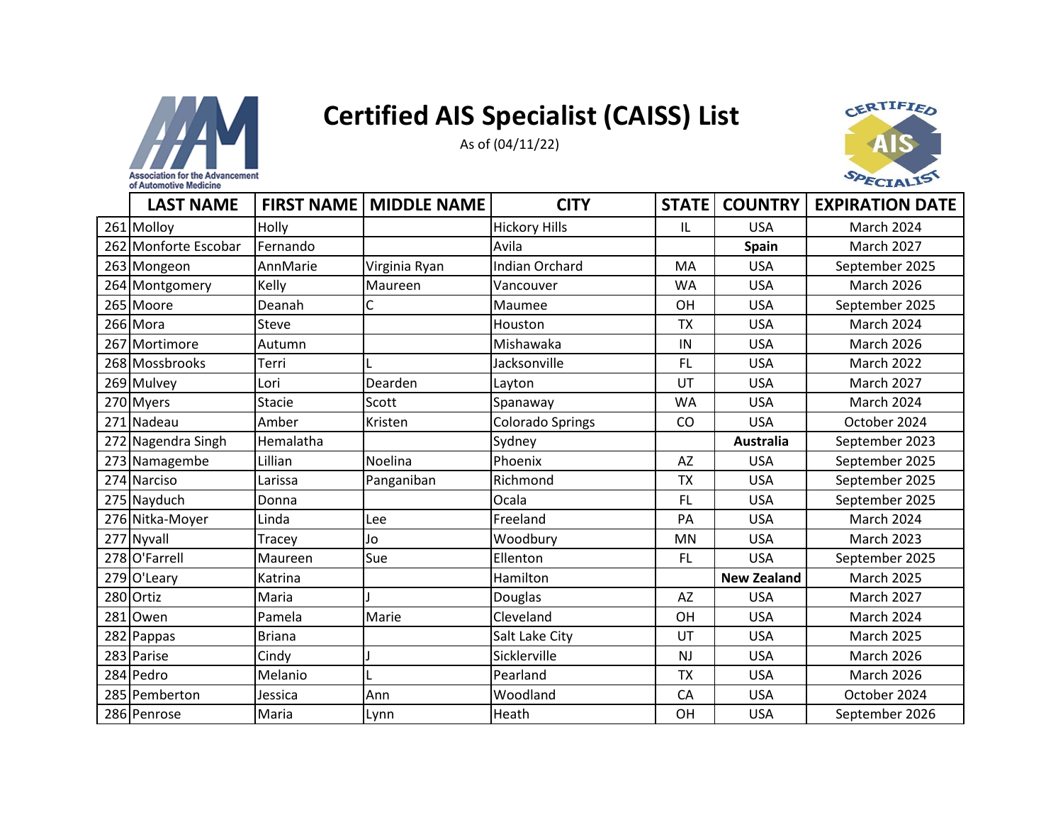# Certified AIS Specialist (CAISS) List

As of (04/11/22)

| | LAST NAME | FIRST NAME | MIDDLE NAME | CITY | STATE | COUNTRY | EXPIRATION DATE |
|---|---|---|---|---|---|---|---|
| 261 | Molloy | Holly | | Hickory Hills | IL | USA | March 2024 |
| 262 | Monforte Escobar | Fernando | | Avila | | **Spain** | March 2027 |
| 263 | Mongeon | AnnMarie | Virginia Ryan | Indian Orchard | MA | USA | September 2025 |
| 264 | Montgomery | Kelly | Maureen | Vancouver | WA | USA | March 2026 |
| 265 | Moore | Deanah | C | Maumee | OH | USA | September 2025 |
| 266 | Mora | Steve | | Houston | TX | USA | March 2024 |
| 267 | Mortimore | Autumn | | Mishawaka | IN | USA | March 2026 |
| 268 | Mossbrooks | Terri | L | Jacksonville | FL | USA | March 2022 |
| 269 | Mulvey | Lori | Dearden | Layton | UT | USA | March 2027 |
| 270 | Myers | Stacie | Scott | Spanaway | WA | USA | March 2024 |
| 271 | Nadeau | Amber | Kristen | Colorado Springs | CO | USA | October 2024 |
| 272 | Nagendra Singh | Hemalatha | | Sydney | | **Australia** | September 2023 |
| 273 | Namagembe | Lillian | Noelina | Phoenix | AZ | USA | September 2025 |
| 274 | Narciso | Larissa | Panganiban | Richmond | TX | USA | September 2025 |
| 275 | Nayduch | Donna | | Ocala | FL | USA | September 2025 |
| 276 | Nitka-Moyer | Linda | Lee | Freeland | PA | USA | March 2024 |
| 277 | Nyvall | Tracey | Jo | Woodbury | MN | USA | March 2023 |
| 278 | O'Farrell | Maureen | Sue | Ellenton | FL | USA | September 2025 |
| 279 | O'Leary | Katrina | | Hamilton | | **New Zealand** | March 2025 |
| 280 | Ortiz | Maria | J | Douglas | AZ | USA | March 2027 |
| 281 | Owen | Pamela | Marie | Cleveland | OH | USA | March 2024 |
| 282 | Pappas | Briana | | Salt Lake City | UT | USA | March 2025 |
| 283 | Parise | Cindy | J | Sicklerville | NJ | USA | March 2026 |
| 284 | Pedro | Melanio | L | Pearland | TX | USA | March 2026 |
| 285 | Pemberton | Jessica | Ann | Woodland | CA | USA | October 2024 |
| 286 | Penrose | Maria | Lynn | Heath | OH | USA | September 2026 |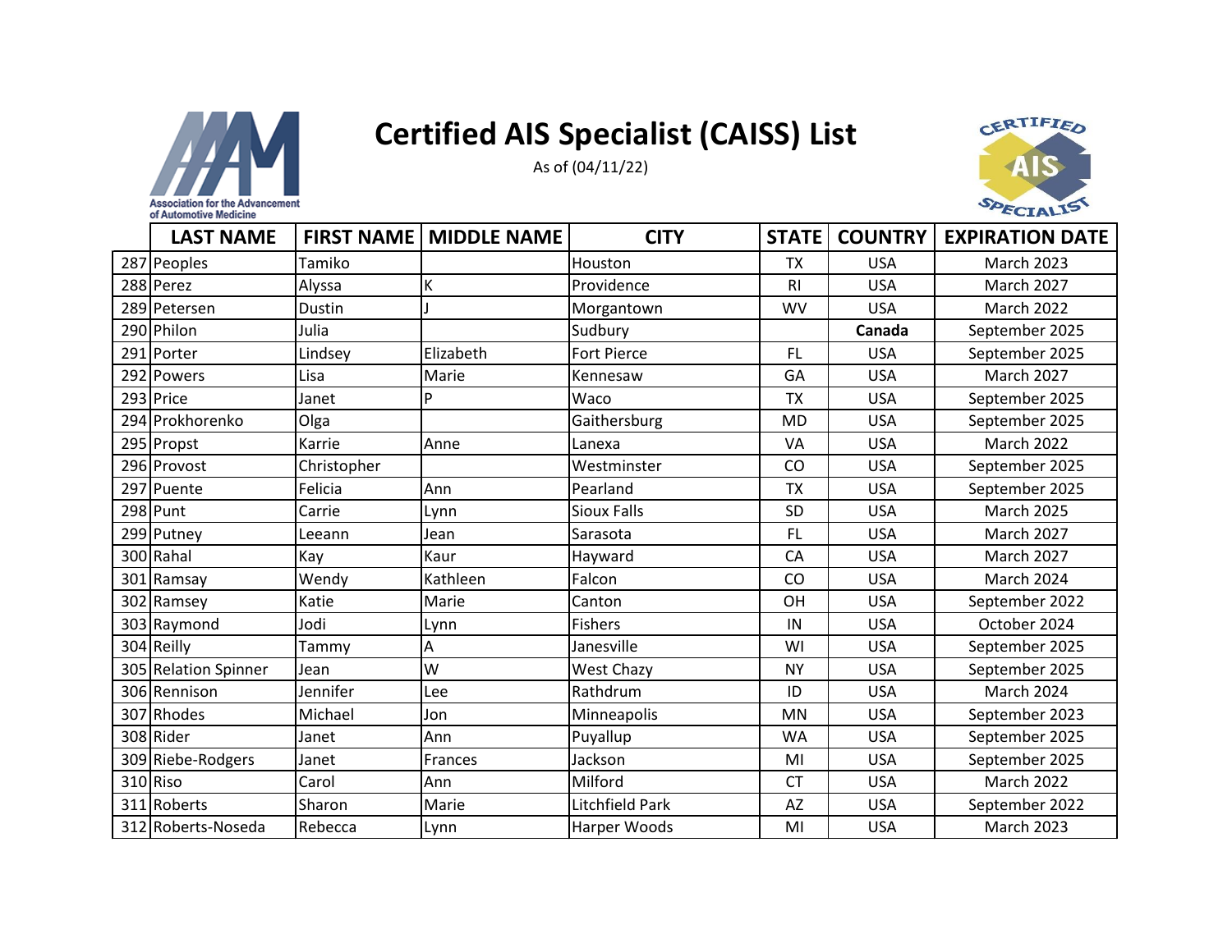# Certified AIS Specialist (CAISS) List

As of (04/11/22)

| | LAST NAME | FIRST NAME | MIDDLE NAME | CITY | STATE | COUNTRY | EXPIRATION DATE |
|---|---|---|---|---|---|---|---|
| 287 | Peoples | Tamiko | | Houston | TX | USA | March 2023 |
| 288 | Perez | Alyssa | K | Providence | RI | USA | March 2027 |
| 289 | Petersen | Dustin | J | Morgantown | WV | USA | March 2022 |
| 290 | Philon | Julia | | Sudbury | | **Canada** | September 2025 |
| 291 | Porter | Lindsey | Elizabeth | Fort Pierce | FL | USA | September 2025 |
| 292 | Powers | Lisa | Marie | Kennesaw | GA | USA | March 2027 |
| 293 | Price | Janet | P | Waco | TX | USA | September 2025 |
| 294 | Prokhorenko | Olga | | Gaithersburg | MD | USA | September 2025 |
| 295 | Propst | Karrie | Anne | Lanexa | VA | USA | March 2022 |
| 296 | Provost | Christopher | | Westminster | CO | USA | September 2025 |
| 297 | Puente | Felicia | Ann | Pearland | TX | USA | September 2025 |
| 298 | Punt | Carrie | Lynn | Sioux Falls | SD | USA | March 2025 |
| 299 | Putney | Leeann | Jean | Sarasota | FL | USA | March 2027 |
| 300 | Rahal | Kay | Kaur | Hayward | CA | USA | March 2027 |
| 301 | Ramsay | Wendy | Kathleen | Falcon | CO | USA | March 2024 |
| 302 | Ramsey | Katie | Marie | Canton | OH | USA | September 2022 |
| 303 | Raymond | Jodi | Lynn | Fishers | IN | USA | October 2024 |
| 304 | Reilly | Tammy | A | Janesville | WI | USA | September 2025 |
| 305 | Relation Spinner | Jean | W | West Chazy | NY | USA | September 2025 |
| 306 | Rennison | Jennifer | Lee | Rathdrum | ID | USA | March 2024 |
| 307 | Rhodes | Michael | Jon | Minneapolis | MN | USA | September 2023 |
| 308 | Rider | Janet | Ann | Puyallup | WA | USA | September 2025 |
| 309 | Riebe-Rodgers | Janet | Frances | Jackson | MI | USA | September 2025 |
| 310 | Riso | Carol | Ann | Milford | CT | USA | March 2022 |
| 311 | Roberts | Sharon | Marie | Litchfield Park | AZ | USA | September 2022 |
| 312 | Roberts-Noseda | Rebecca | Lynn | Harper Woods | MI | USA | March 2023 |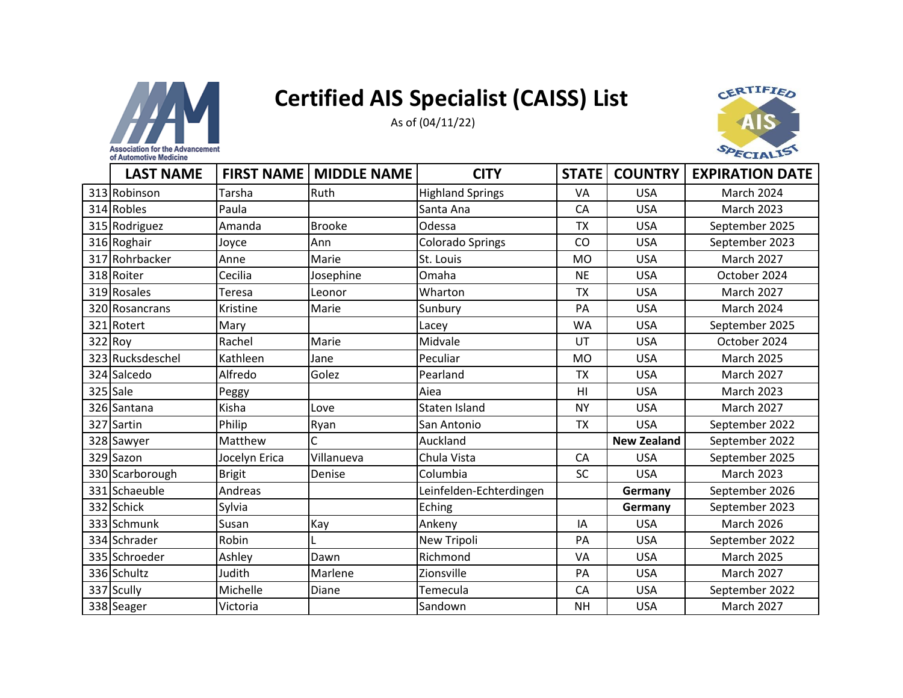# Certified AIS Specialist (CAISS) List

As of (04/11/22)

| | LAST NAME | FIRST NAME | MIDDLE NAME | CITY | STATE | COUNTRY | EXPIRATION DATE |
|---|---|---|---|---|---|---|---|
| 313 | Robinson | Tarsha | Ruth | Highland Springs | VA | USA | March 2024 |
| 314 | Robles | Paula | | Santa Ana | CA | USA | March 2023 |
| 315 | Rodriguez | Amanda | Brooke | Odessa | TX | USA | September 2025 |
| 316 | Roghair | Joyce | Ann | Colorado Springs | CO | USA | September 2023 |
| 317 | Rohrbacker | Anne | Marie | St. Louis | MO | USA | March 2027 |
| 318 | Roiter | Cecilia | Josephine | Omaha | NE | USA | October 2024 |
| 319 | Rosales | Teresa | Leonor | Wharton | TX | USA | March 2027 |
| 320 | Rosancrans | Kristine | Marie | Sunbury | PA | USA | March 2024 |
| 321 | Rotert | Mary | | Lacey | WA | USA | September 2025 |
| 322 | Roy | Rachel | Marie | Midvale | UT | USA | October 2024 |
| 323 | Rucksdeschel | Kathleen | Jane | Peculiar | MO | USA | March 2025 |
| 324 | Salcedo | Alfredo | Golez | Pearland | TX | USA | March 2027 |
| 325 | Sale | Peggy | | Aiea | HI | USA | March 2023 |
| 326 | Santana | Kisha | Love | Staten Island | NY | USA | March 2027 |
| 327 | Sartin | Philip | Ryan | San Antonio | TX | USA | September 2022 |
| 328 | Sawyer | Matthew | C | Auckland | | **New Zealand** | September 2022 |
| 329 | Sazon | Jocelyn Erica | Villanueva | Chula Vista | CA | USA | September 2025 |
| 330 | Scarborough | Brigit | Denise | Columbia | SC | USA | March 2023 |
| 331 | Schaeuble | Andreas | | Leinfelden-Echterdingen | | **Germany** | September 2026 |
| 332 | Schick | Sylvia | | Eching | | **Germany** | September 2023 |
| 333 | Schmunk | Susan | Kay | Ankeny | IA | USA | March 2026 |
| 334 | Schrader | Robin | L | New Tripoli | PA | USA | September 2022 |
| 335 | Schroeder | Ashley | Dawn | Richmond | VA | USA | March 2025 |
| 336 | Schultz | Judith | Marlene | Zionsville | PA | USA | March 2027 |
| 337 | Scully | Michelle | Diane | Temecula | CA | USA | September 2022 |
| 338 | Seager | Victoria | | Sandown | NH | USA | March 2027 |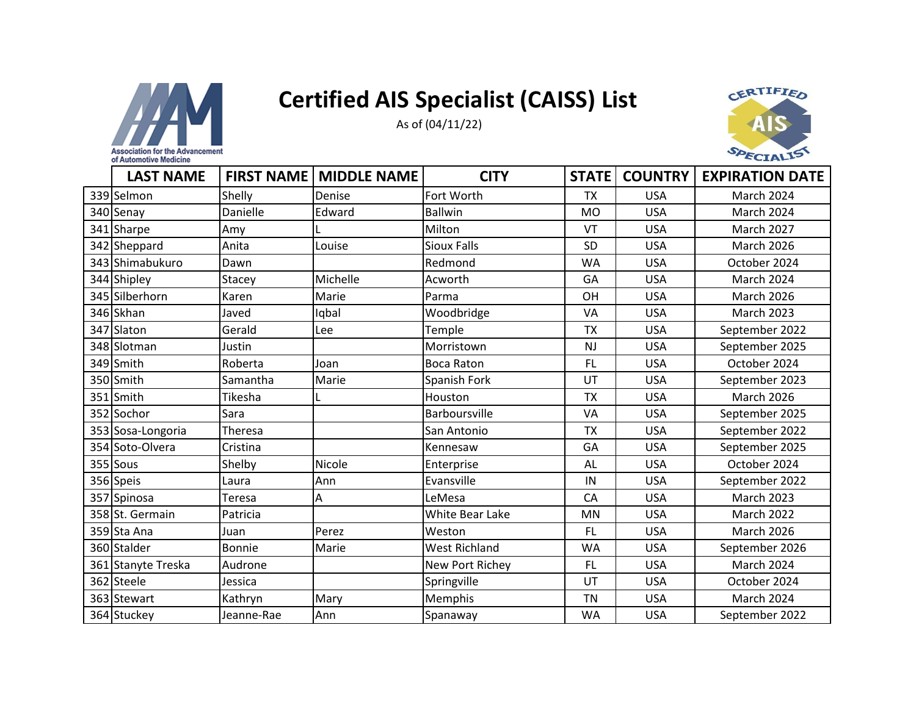# Certified AIS Specialist (CAISS) List

As of (04/11/22)

| | LAST NAME | FIRST NAME | MIDDLE NAME | CITY | STATE | COUNTRY | EXPIRATION DATE |
|---|---|---|---|---|---|---|---|
| 339 | Selmon | Shelly | Denise | Fort Worth | TX | USA | March 2024 |
| 340 | Senay | Danielle | Edward | Ballwin | MO | USA | March 2024 |
| 341 | Sharpe | Amy | L | Milton | VT | USA | March 2027 |
| 342 | Sheppard | Anita | Louise | Sioux Falls | SD | USA | March 2026 |
| 343 | Shimabukuro | Dawn | | Redmond | WA | USA | October 2024 |
| 344 | Shipley | Stacey | Michelle | Acworth | GA | USA | March 2024 |
| 345 | Silberhorn | Karen | Marie | Parma | OH | USA | March 2026 |
| 346 | Skhan | Javed | Iqbal | Woodbridge | VA | USA | March 2023 |
| 347 | Slaton | Gerald | Lee | Temple | TX | USA | September 2022 |
| 348 | Slotman | Justin | | Morristown | NJ | USA | September 2025 |
| 349 | Smith | Roberta | Joan | Boca Raton | FL | USA | October 2024 |
| 350 | Smith | Samantha | Marie | Spanish Fork | UT | USA | September 2023 |
| 351 | Smith | Tikesha | L | Houston | TX | USA | March 2026 |
| 352 | Sochor | Sara | | Barboursville | VA | USA | September 2025 |
| 353 | Sosa-Longoria | Theresa | | San Antonio | TX | USA | September 2022 |
| 354 | Soto-Olvera | Cristina | | Kennesaw | GA | USA | September 2025 |
| 355 | Sous | Shelby | Nicole | Enterprise | AL | USA | October 2024 |
| 356 | Speis | Laura | Ann | Evansville | IN | USA | September 2022 |
| 357 | Spinosa | Teresa | A | LeMesa | CA | USA | March 2023 |
| 358 | St. Germain | Patricia | | White Bear Lake | MN | USA | March 2022 |
| 359 | Sta Ana | Juan | Perez | Weston | FL | USA | March 2026 |
| 360 | Stalder | Bonnie | Marie | West Richland | WA | USA | September 2026 |
| 361 | Stanyte Treska | Audrone | | New Port Richey | FL | USA | March 2024 |
| 362 | Steele | Jessica | | Springville | UT | USA | October 2024 |
| 363 | Stewart | Kathryn | Mary | Memphis | TN | USA | March 2024 |
| 364 | Stuckey | Jeanne-Rae | Ann | Spanaway | WA | USA | September 2022 |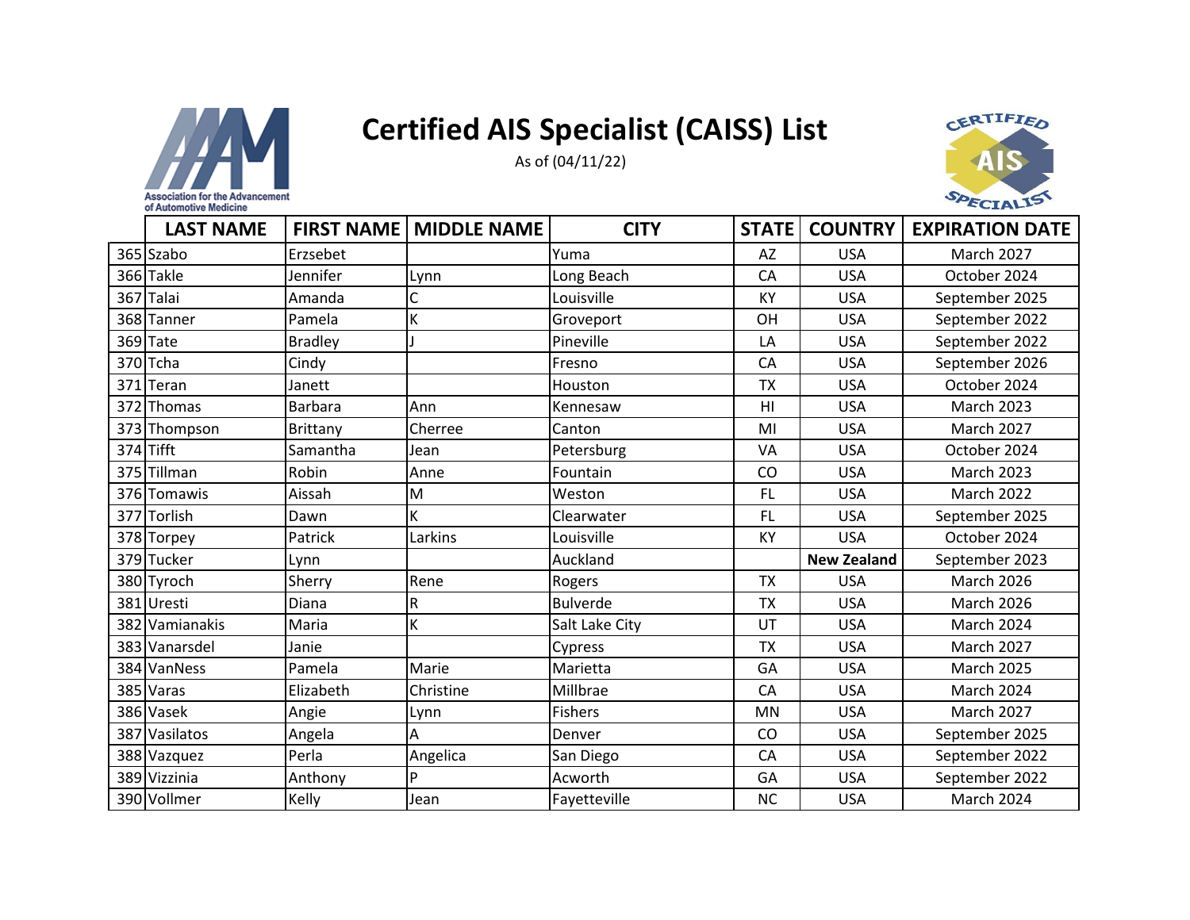Association for the Advancement of Automotive Medicine

# Certified AIS Specialist (CAISS) List

As of (04/11/22)

| | LAST NAME | FIRST NAME | MIDDLE NAME | CITY | STATE | COUNTRY | EXPIRATION DATE |
|---|---|---|---|---|---|---|---|
| 365 | Szabo | Erzsebet | | Yuma | AZ | USA | March 2027 |
| 366 | Takle | Jennifer | Lynn | Long Beach | CA | USA | October 2024 |
| 367 | Talai | Amanda | C | Louisville | KY | USA | September 2025 |
| 368 | Tanner | Pamela | K | Groveport | OH | USA | September 2022 |
| 369 | Tate | Bradley | J | Pineville | LA | USA | September 2022 |
| 370 | Tcha | Cindy | | Fresno | CA | USA | September 2026 |
| 371 | Teran | Janett | | Houston | TX | USA | October 2024 |
| 372 | Thomas | Barbara | Ann | Kennesaw | HI | USA | March 2023 |
| 373 | Thompson | Brittany | Cherree | Canton | MI | USA | March 2027 |
| 374 | Tifft | Samantha | Jean | Petersburg | VA | USA | October 2024 |
| 375 | Tillman | Robin | Anne | Fountain | CO | USA | March 2023 |
| 376 | Tomawis | Aissah | M | Weston | FL | USA | March 2022 |
| 377 | Torlish | Dawn | K | Clearwater | FL | USA | September 2025 |
| 378 | Torpey | Patrick | Larkins | Louisville | KY | USA | October 2024 |
| 379 | Tucker | Lynn | | Auckland | | **New Zealand** | September 2023 |
| 380 | Tyroch | Sherry | Rene | Rogers | TX | USA | March 2026 |
| 381 | Uresti | Diana | R | Bulverde | TX | USA | March 2026 |
| 382 | Vamianakis | Maria | K | Salt Lake City | UT | USA | March 2024 |
| 383 | Vanarsdel | Janie | | Cypress | TX | USA | March 2027 |
| 384 | VanNess | Pamela | Marie | Marietta | GA | USA | March 2025 |
| 385 | Varas | Elizabeth | Christine | Millbrae | CA | USA | March 2024 |
| 386 | Vasek | Angie | Lynn | Fishers | MN | USA | March 2027 |
| 387 | Vasilatos | Angela | A | Denver | CO | USA | September 2025 |
| 388 | Vazquez | Perla | Angelica | San Diego | CA | USA | September 2022 |
| 389 | Vizzinia | Anthony | P | Acworth | GA | USA | September 2022 |
| 390 | Vollmer | Kelly | Jean | Fayetteville | NC | USA | March 2024 |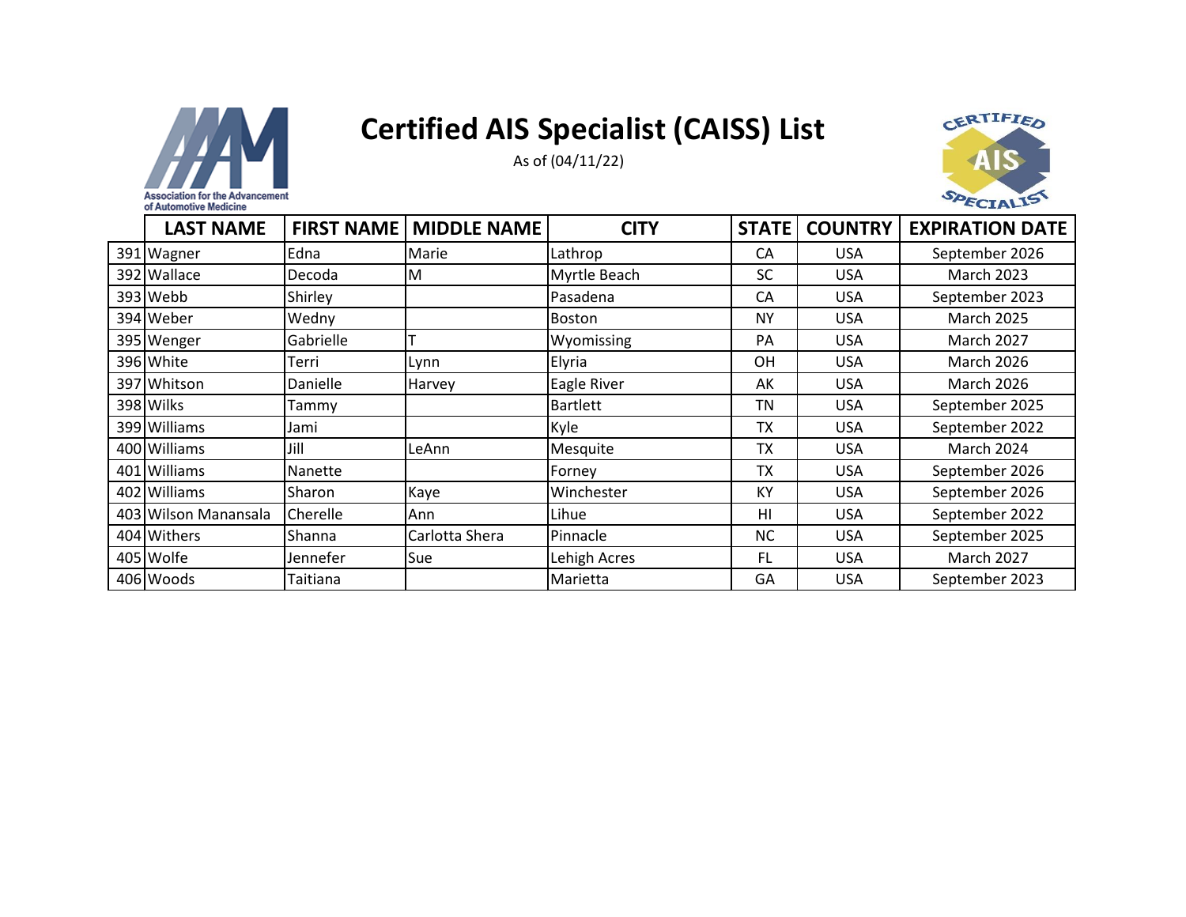Association for the Advancement of Automotive Medicine

# Certified AIS Specialist (CAISS) List

As of (04/11/22)

CERTIFIED AIS SPECIALIST

| | LAST NAME | FIRST NAME | MIDDLE NAME | CITY | STATE | COUNTRY | EXPIRATION DATE |
|---|---|---|---|---|---|---|---|
| 391 | Wagner | Edna | Marie | Lathrop | CA | USA | September 2026 |
| 392 | Wallace | Decoda | M | Myrtle Beach | SC | USA | March 2023 |
| 393 | Webb | Shirley | | Pasadena | CA | USA | September 2023 |
| 394 | Weber | Wedny | | Boston | NY | USA | March 2025 |
| 395 | Wenger | Gabrielle | T | Wyomissing | PA | USA | March 2027 |
| 396 | White | Terri | Lynn | Elyria | OH | USA | March 2026 |
| 397 | Whitson | Danielle | Harvey | Eagle River | AK | USA | March 2026 |
| 398 | Wilks | Tammy | | Bartlett | TN | USA | September 2025 |
| 399 | Williams | Jami | | Kyle | TX | USA | September 2022 |
| 400 | Williams | Jill | LeAnn | Mesquite | TX | USA | March 2024 |
| 401 | Williams | Nanette | | Forney | TX | USA | September 2026 |
| 402 | Williams | Sharon | Kaye | Winchester | KY | USA | September 2026 |
| 403 | Wilson Manansala | Cherelle | Ann | Lihue | HI | USA | September 2022 |
| 404 | Withers | Shanna | Carlotta Shera | Pinnacle | NC | USA | September 2025 |
| 405 | Wolfe | Jennefer | Sue | Lehigh Acres | FL | USA | March 2027 |
| 406 | Woods | Taitiana | | Marietta | GA | USA | September 2023 |